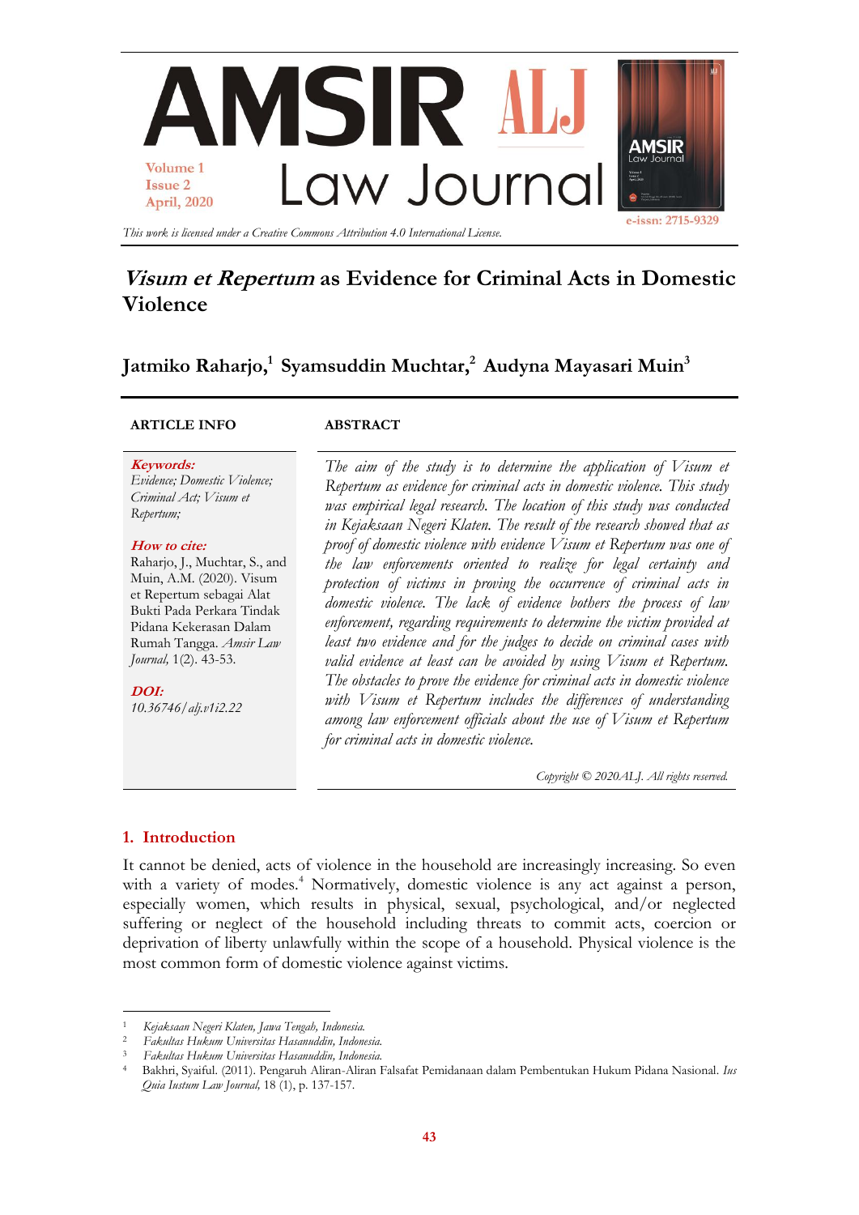AMSIR ALJ Law Journal

Volume 1
Issue 2
April, 2020

*This work is licensed under a Creative Commons Attribution 4.0 International License.*

e-issn: 2715-9329

# *Visum et Repertum* as Evidence for Criminal Acts in Domestic Violence

**Jatmiko Raharjo,[1] Syamsuddin Muchtar,[2] Audyna Mayasari Muin[3]**

**ARTICLE INFO**

***Keywords:***
*Evidence; Domestic Violence; Criminal Act; Visum et Repertum;*

***How to cite:***
Raharjo, J., Muchtar, S., and Muin, A.M. (2020). Visum et Repertum sebagai Alat Bukti Pada Perkara Tindak Pidana Kekerasan Dalam Rumah Tangga. *Amsir Law Journal,* 1(2). 43-53.

***DOI:***
*10.36746/alj.v1i2.22*

**ABSTRACT**

*The aim of the study is to determine the application of Visum et Repertum as evidence for criminal acts in domestic violence. This study was empirical legal research. The location of this study was conducted in Kejaksaan Negeri Klaten. The result of the research showed that as proof of domestic violence with evidence Visum et Repertum was one of the law enforcements oriented to realize for legal certainty and protection of victims in proving the occurrence of criminal acts in domestic violence. The lack of evidence bothers the process of law enforcement, regarding requirements to determine the victim provided at least two evidence and for the judges to decide on criminal cases with valid evidence at least can be avoided by using Visum et Repertum. The obstacles to prove the evidence for criminal acts in domestic violence with Visum et Repertum includes the differences of understanding among law enforcement officials about the use of Visum et Repertum for criminal acts in domestic violence.*

*Copyright © 2020ALJ. All rights reserved.*

## 1. Introduction

It cannot be denied, acts of violence in the household are increasingly increasing. So even with a variety of modes.[4] Normatively, domestic violence is any act against a person, especially women, which results in physical, sexual, psychological, and/or neglected suffering or neglect of the household including threats to commit acts, coercion or deprivation of liberty unlawfully within the scope of a household. Physical violence is the most common form of domestic violence against victims.

---

[1] *Kejaksaan Negeri Klaten, Jawa Tengah, Indonesia.*
[2] *Fakultas Hukum Universitas Hasanuddin, Indonesia.*
[3] *Fakultas Hukum Universitas Hasanuddin, Indonesia.*
[4] Bakhri, Syaiful. (2011). Pengaruh Aliran-Aliran Falsafat Pemidanaan dalam Pembentukan Hukum Pidana Nasional. *Ius Quia Iustum Law Journal,* 18 (1), p. 137-157.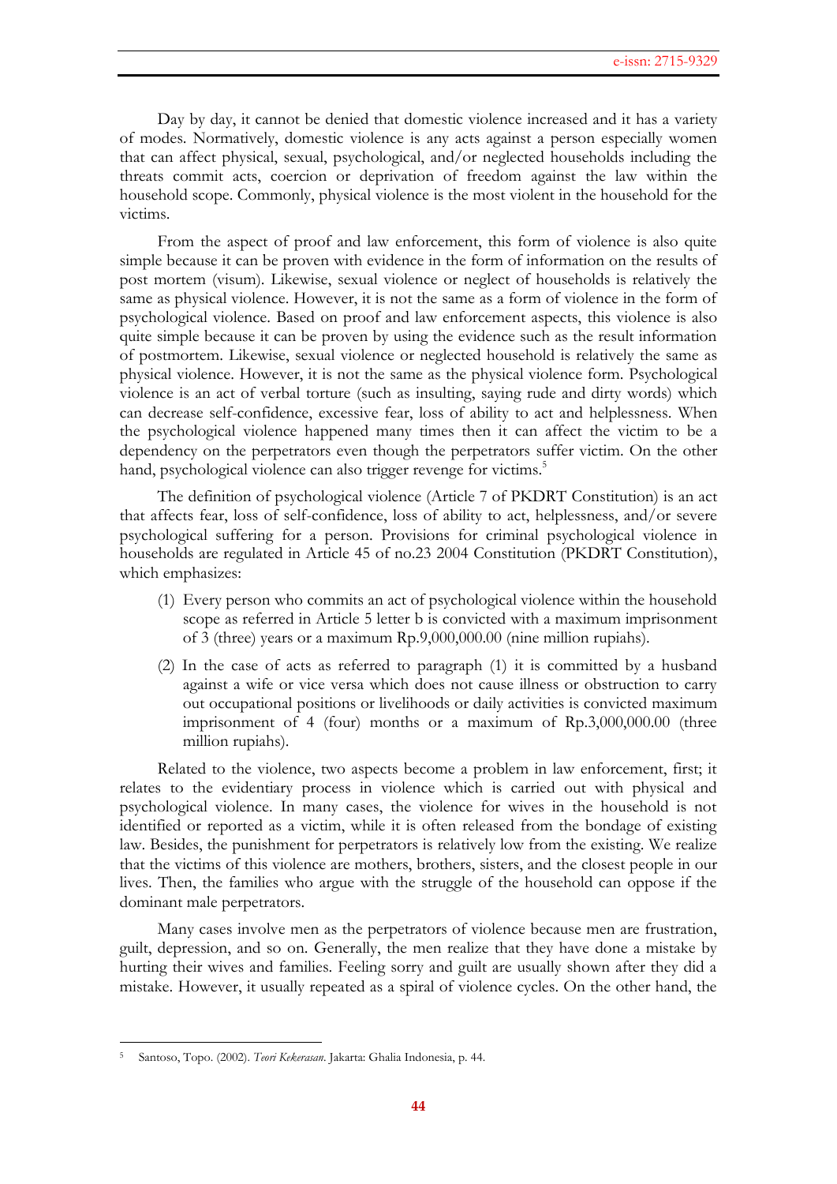Day by day, it cannot be denied that domestic violence increased and it has a variety of modes. Normatively, domestic violence is any acts against a person especially women that can affect physical, sexual, psychological, and/or neglected households including the threats commit acts, coercion or deprivation of freedom against the law within the household scope. Commonly, physical violence is the most violent in the household for the victims.

From the aspect of proof and law enforcement, this form of violence is also quite simple because it can be proven with evidence in the form of information on the results of post mortem (visum). Likewise, sexual violence or neglect of households is relatively the same as physical violence. However, it is not the same as a form of violence in the form of psychological violence. Based on proof and law enforcement aspects, this violence is also quite simple because it can be proven by using the evidence such as the result information of postmortem. Likewise, sexual violence or neglected household is relatively the same as physical violence. However, it is not the same as the physical violence form. Psychological violence is an act of verbal torture (such as insulting, saying rude and dirty words) which can decrease self-confidence, excessive fear, loss of ability to act and helplessness. When the psychological violence happened many times then it can affect the victim to be a dependency on the perpetrators even though the perpetrators suffer victim. On the other hand, psychological violence can also trigger revenge for victims.[5]

The definition of psychological violence (Article 7 of PKDRT Constitution) is an act that affects fear, loss of self-confidence, loss of ability to act, helplessness, and/or severe psychological suffering for a person. Provisions for criminal psychological violence in households are regulated in Article 45 of no.23 2004 Constitution (PKDRT Constitution), which emphasizes:

(1) Every person who commits an act of psychological violence within the household scope as referred in Article 5 letter b is convicted with a maximum imprisonment of 3 (three) years or a maximum Rp.9,000,000.00 (nine million rupiahs).

(2) In the case of acts as referred to paragraph (1) it is committed by a husband against a wife or vice versa which does not cause illness or obstruction to carry out occupational positions or livelihoods or daily activities is convicted maximum imprisonment of 4 (four) months or a maximum of Rp.3,000,000.00 (three million rupiahs).

Related to the violence, two aspects become a problem in law enforcement, first; it relates to the evidentiary process in violence which is carried out with physical and psychological violence. In many cases, the violence for wives in the household is not identified or reported as a victim, while it is often released from the bondage of existing law. Besides, the punishment for perpetrators is relatively low from the existing. We realize that the victims of this violence are mothers, brothers, sisters, and the closest people in our lives. Then, the families who argue with the struggle of the household can oppose if the dominant male perpetrators.

Many cases involve men as the perpetrators of violence because men are frustration, guilt, depression, and so on. Generally, the men realize that they have done a mistake by hurting their wives and families. Feeling sorry and guilt are usually shown after they did a mistake. However, it usually repeated as a spiral of violence cycles. On the other hand, the

---

[5] Santoso, Topo. (2002). *Teori Kekerasan*. Jakarta: Ghalia Indonesia, p. 44.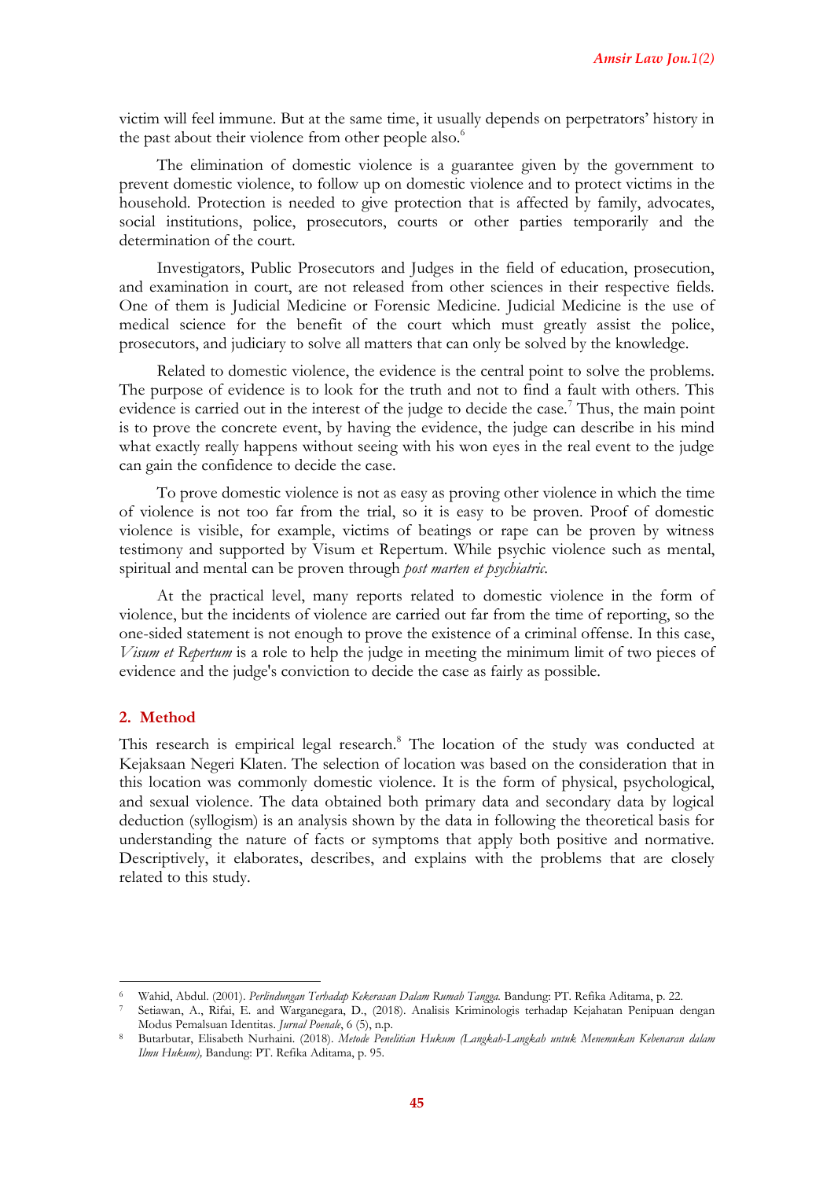victim will feel immune. But at the same time, it usually depends on perpetrators' history in the past about their violence from other people also.[6]

The elimination of domestic violence is a guarantee given by the government to prevent domestic violence, to follow up on domestic violence and to protect victims in the household. Protection is needed to give protection that is affected by family, advocates, social institutions, police, prosecutors, courts or other parties temporarily and the determination of the court.

Investigators, Public Prosecutors and Judges in the field of education, prosecution, and examination in court, are not released from other sciences in their respective fields. One of them is Judicial Medicine or Forensic Medicine. Judicial Medicine is the use of medical science for the benefit of the court which must greatly assist the police, prosecutors, and judiciary to solve all matters that can only be solved by the knowledge.

Related to domestic violence, the evidence is the central point to solve the problems. The purpose of evidence is to look for the truth and not to find a fault with others. This evidence is carried out in the interest of the judge to decide the case.[7] Thus, the main point is to prove the concrete event, by having the evidence, the judge can describe in his mind what exactly really happens without seeing with his won eyes in the real event to the judge can gain the confidence to decide the case.

To prove domestic violence is not as easy as proving other violence in which the time of violence is not too far from the trial, so it is easy to be proven. Proof of domestic violence is visible, for example, victims of beatings or rape can be proven by witness testimony and supported by Visum et Repertum. While psychic violence such as mental, spiritual and mental can be proven through *post marten et psychiatric*.

At the practical level, many reports related to domestic violence in the form of violence, but the incidents of violence are carried out far from the time of reporting, so the one-sided statement is not enough to prove the existence of a criminal offense. In this case, *Visum et Repertum* is a role to help the judge in meeting the minimum limit of two pieces of evidence and the judge's conviction to decide the case as fairly as possible.

## 2. Method

This research is empirical legal research.[8] The location of the study was conducted at Kejaksaan Negeri Klaten. The selection of location was based on the consideration that in this location was commonly domestic violence. It is the form of physical, psychological, and sexual violence. The data obtained both primary data and secondary data by logical deduction (syllogism) is an analysis shown by the data in following the theoretical basis for understanding the nature of facts or symptoms that apply both positive and normative. Descriptively, it elaborates, describes, and explains with the problems that are closely related to this study.

---

[6] Wahid, Abdul. (2001). *Perlindungan Terhadap Kekerasan Dalam Rumah Tangga*. Bandung: PT. Refika Aditama, p. 22.

[7] Setiawan, A., Rifai, E. and Warganegara, D., (2018). Analisis Kriminologis terhadap Kejahatan Penipuan dengan Modus Pemalsuan Identitas. *Jurnal Poenale*, 6 (5), n.p.

[8] Butarbutar, Elisabeth Nurhaini. (2018). *Metode Penelitian Hukum (Langkah-Langkah untuk Menemukan Kebenaran dalam Ilmu Hukum),* Bandung: PT. Refika Aditama, p. 95.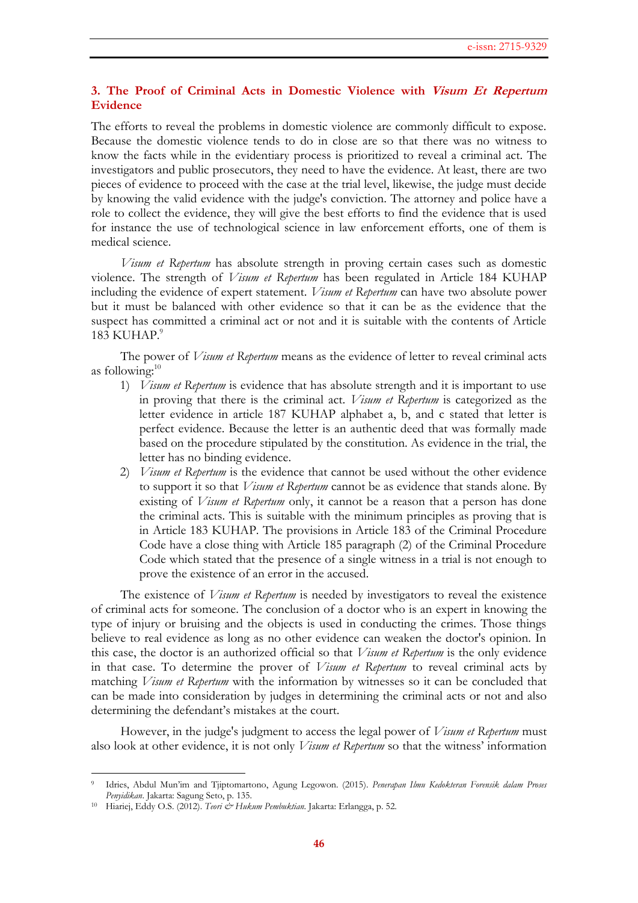### 3. The Proof of Criminal Acts in Domestic Violence with *Visum Et Repertum* Evidence

The efforts to reveal the problems in domestic violence are commonly difficult to expose. Because the domestic violence tends to do in close are so that there was no witness to know the facts while in the evidentiary process is prioritized to reveal a criminal act. The investigators and public prosecutors, they need to have the evidence. At least, there are two pieces of evidence to proceed with the case at the trial level, likewise, the judge must decide by knowing the valid evidence with the judge's conviction. The attorney and police have a role to collect the evidence, they will give the best efforts to find the evidence that is used for instance the use of technological science in law enforcement efforts, one of them is medical science.

*Visum et Repertum* has absolute strength in proving certain cases such as domestic violence. The strength of *Visum et Repertum* has been regulated in Article 184 KUHAP including the evidence of expert statement. *Visum et Repertum* can have two absolute power but it must be balanced with other evidence so that it can be as the evidence that the suspect has committed a criminal act or not and it is suitable with the contents of Article 183 KUHAP.[9]

The power of *Visum et Repertum* means as the evidence of letter to reveal criminal acts as following:[10]

1) *Visum et Repertum* is evidence that has absolute strength and it is important to use in proving that there is the criminal act. *Visum et Repertum* is categorized as the letter evidence in article 187 KUHAP alphabet a, b, and c stated that letter is perfect evidence. Because the letter is an authentic deed that was formally made based on the procedure stipulated by the constitution. As evidence in the trial, the letter has no binding evidence.
2) *Visum et Repertum* is the evidence that cannot be used without the other evidence to support it so that *Visum et Repertum* cannot be as evidence that stands alone. By existing of *Visum et Repertum* only, it cannot be a reason that a person has done the criminal acts. This is suitable with the minimum principles as proving that is in Article 183 KUHAP. The provisions in Article 183 of the Criminal Procedure Code have a close thing with Article 185 paragraph (2) of the Criminal Procedure Code which stated that the presence of a single witness in a trial is not enough to prove the existence of an error in the accused.

The existence of *Visum et Repertum* is needed by investigators to reveal the existence of criminal acts for someone. The conclusion of a doctor who is an expert in knowing the type of injury or bruising and the objects is used in conducting the crimes. Those things believe to real evidence as long as no other evidence can weaken the doctor's opinion. In this case, the doctor is an authorized official so that *Visum et Repertum* is the only evidence in that case. To determine the prover of *Visum et Repertum* to reveal criminal acts by matching *Visum et Repertum* with the information by witnesses so it can be concluded that can be made into consideration by judges in determining the criminal acts or not and also determining the defendant's mistakes at the court.

However, in the judge's judgment to access the legal power of *Visum et Repertum* must also look at other evidence, it is not only *Visum et Repertum* so that the witness' information

---

[9] Idries, Abdul Mun'im and Tjiptomartono, Agung Legowon. (2015). *Penerapan Ilmu Kedokteran Forensik dalam Proses Penyidikan*. Jakarta: Sagung Seto, p. 135.

[10] Hiariej, Eddy O.S. (2012). *Teori & Hukum Pembuktian*. Jakarta: Erlangga, p. 52.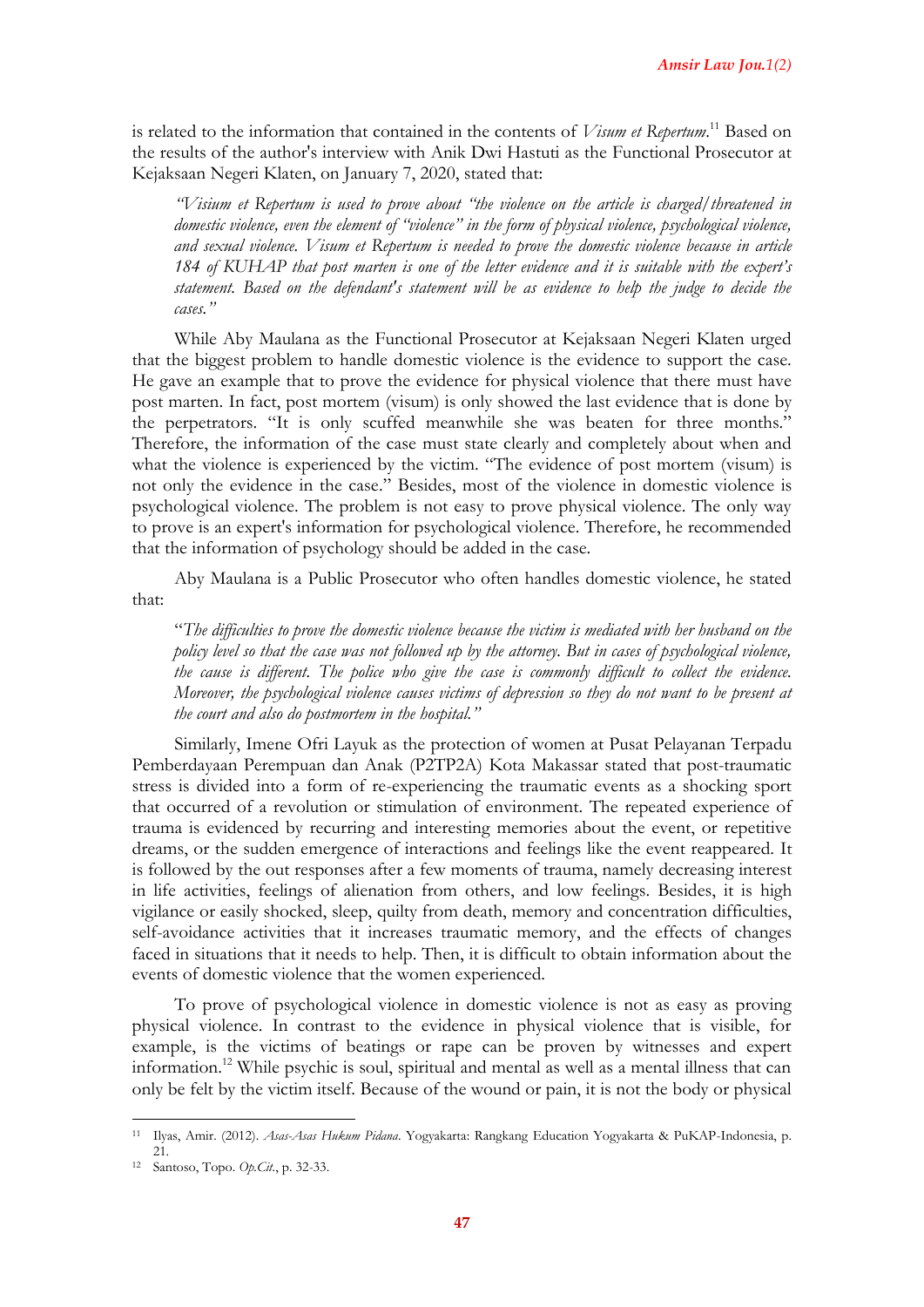is related to the information that contained in the contents of *Visum et Repertum*.[11] Based on the results of the author's interview with Anik Dwi Hastuti as the Functional Prosecutor at Kejaksaan Negeri Klaten, on January 7, 2020, stated that:

> *"Visum et Repertum is used to prove about "the violence on the article is charged/threatened in domestic violence, even the element of "violence" in the form of physical violence, psychological violence, and sexual violence. Visum et Repertum is needed to prove the domestic violence because in article 184 of KUHAP that post marten is one of the letter evidence and it is suitable with the expert's statement. Based on the defendant's statement will be as evidence to help the judge to decide the cases."*

While Aby Maulana as the Functional Prosecutor at Kejaksaan Negeri Klaten urged that the biggest problem to handle domestic violence is the evidence to support the case. He gave an example that to prove the evidence for physical violence that there must have post marten. In fact, post mortem (visum) is only showed the last evidence that is done by the perpetrators. "It is only scuffed meanwhile she was beaten for three months." Therefore, the information of the case must state clearly and completely about when and what the violence is experienced by the victim. "The evidence of post mortem (visum) is not only the evidence in the case." Besides, most of the violence in domestic violence is psychological violence. The problem is not easy to prove physical violence. The only way to prove is an expert's information for psychological violence. Therefore, he recommended that the information of psychology should be added in the case.

Aby Maulana is a Public Prosecutor who often handles domestic violence, he stated that:

> "*The difficulties to prove the domestic violence because the victim is mediated with her husband on the policy level so that the case was not followed up by the attorney. But in cases of psychological violence, the cause is different. The police who give the case is commonly difficult to collect the evidence. Moreover, the psychological violence causes victims of depression so they do not want to be present at the court and also do postmortem in the hospital."*

Similarly, Imene Ofri Layuk as the protection of women at Pusat Pelayanan Terpadu Pemberdayaan Perempuan dan Anak (P2TP2A) Kota Makassar stated that post-traumatic stress is divided into a form of re-experiencing the traumatic events as a shocking sport that occurred of a revolution or stimulation of environment. The repeated experience of trauma is evidenced by recurring and interesting memories about the event, or repetitive dreams, or the sudden emergence of interactions and feelings like the event reappeared. It is followed by the out responses after a few moments of trauma, namely decreasing interest in life activities, feelings of alienation from others, and low feelings. Besides, it is high vigilance or easily shocked, sleep, quilty from death, memory and concentration difficulties, self-avoidance activities that it increases traumatic memory, and the effects of changes faced in situations that it needs to help. Then, it is difficult to obtain information about the events of domestic violence that the women experienced.

To prove of psychological violence in domestic violence is not as easy as proving physical violence. In contrast to the evidence in physical violence that is visible, for example, is the victims of beatings or rape can be proven by witnesses and expert information.[12] While psychic is soul, spiritual and mental as well as a mental illness that can only be felt by the victim itself. Because of the wound or pain, it is not the body or physical

---

[11] Ilyas, Amir. (2012). *Asas-Asas Hukum Pidana*. Yogyakarta: Rangkang Education Yogyakarta & PuKAP-Indonesia, p. 21.

[12] Santoso, Topo. *Op.Cit.*, p. 32-33.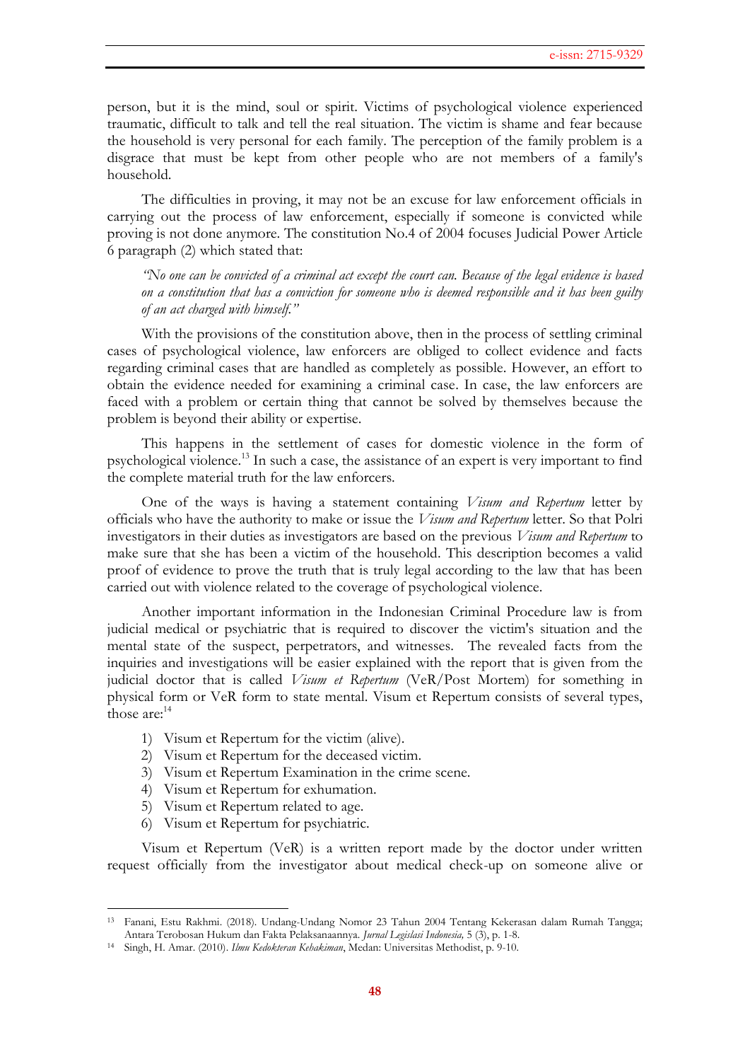person, but it is the mind, soul or spirit. Victims of psychological violence experienced traumatic, difficult to talk and tell the real situation. The victim is shame and fear because the household is very personal for each family. The perception of the family problem is a disgrace that must be kept from other people who are not members of a family's household.

The difficulties in proving, it may not be an excuse for law enforcement officials in carrying out the process of law enforcement, especially if someone is convicted while proving is not done anymore. The constitution No.4 of 2004 focuses Judicial Power Article 6 paragraph (2) which stated that:

> *"No one can be convicted of a criminal act except the court can. Because of the legal evidence is based on a constitution that has a conviction for someone who is deemed responsible and it has been guilty of an act charged with himself."*

With the provisions of the constitution above, then in the process of settling criminal cases of psychological violence, law enforcers are obliged to collect evidence and facts regarding criminal cases that are handled as completely as possible. However, an effort to obtain the evidence needed for examining a criminal case. In case, the law enforcers are faced with a problem or certain thing that cannot be solved by themselves because the problem is beyond their ability or expertise.

This happens in the settlement of cases for domestic violence in the form of psychological violence.[13] In such a case, the assistance of an expert is very important to find the complete material truth for the law enforcers.

One of the ways is having a statement containing *Visum and Repertum* letter by officials who have the authority to make or issue the *Visum and Repertum* letter. So that Polri investigators in their duties as investigators are based on the previous *Visum and Repertum* to make sure that she has been a victim of the household. This description becomes a valid proof of evidence to prove the truth that is truly legal according to the law that has been carried out with violence related to the coverage of psychological violence.

Another important information in the Indonesian Criminal Procedure law is from judicial medical or psychiatric that is required to discover the victim's situation and the mental state of the suspect, perpetrators, and witnesses. The revealed facts from the inquiries and investigations will be easier explained with the report that is given from the judicial doctor that is called *Visum et Repertum* (VeR/Post Mortem) for something in physical form or VeR form to state mental. Visum et Repertum consists of several types, those are:[14]

1) Visum et Repertum for the victim (alive).
2) Visum et Repertum for the deceased victim.
3) Visum et Repertum Examination in the crime scene.
4) Visum et Repertum for exhumation.
5) Visum et Repertum related to age.
6) Visum et Repertum for psychiatric.

Visum et Repertum (VeR) is a written report made by the doctor under written request officially from the investigator about medical check-up on someone alive or

---

[13] Fanani, Estu Rakhmi. (2018). Undang-Undang Nomor 23 Tahun 2004 Tentang Kekerasan dalam Rumah Tangga; Antara Terobosan Hukum dan Fakta Pelaksanaannya. *Jurnal Legislasi Indonesia,* 5 (3), p. 1-8.

[14] Singh, H. Amar. (2010). *Ilmu Kedokteran Kehakiman*, Medan: Universitas Methodist, p. 9-10.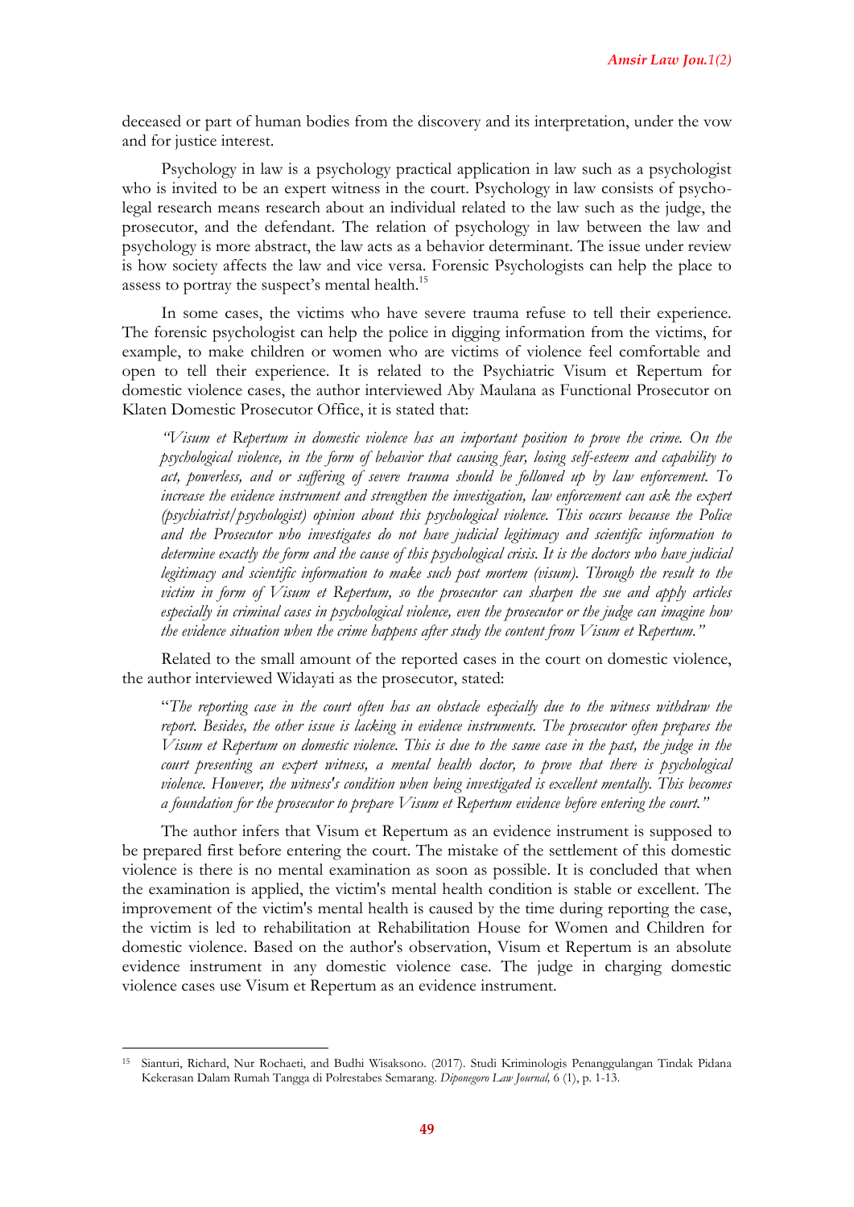deceased or part of human bodies from the discovery and its interpretation, under the vow and for justice interest.

Psychology in law is a psychology practical application in law such as a psychologist who is invited to be an expert witness in the court. Psychology in law consists of psycho-legal research means research about an individual related to the law such as the judge, the prosecutor, and the defendant. The relation of psychology in law between the law and psychology is more abstract, the law acts as a behavior determinant. The issue under review is how society affects the law and vice versa. Forensic Psychologists can help the place to assess to portray the suspect's mental health.[15]

In some cases, the victims who have severe trauma refuse to tell their experience. The forensic psychologist can help the police in digging information from the victims, for example, to make children or women who are victims of violence feel comfortable and open to tell their experience. It is related to the Psychiatric Visum et Repertum for domestic violence cases, the author interviewed Aby Maulana as Functional Prosecutor on Klaten Domestic Prosecutor Office, it is stated that:

> *"Visum et Repertum in domestic violence has an important position to prove the crime. On the psychological violence, in the form of behavior that causing fear, losing self-esteem and capability to act, powerless, and or suffering of severe trauma should be followed up by law enforcement. To increase the evidence instrument and strengthen the investigation, law enforcement can ask the expert (psychiatrist/psychologist) opinion about this psychological violence. This occurs because the Police and the Prosecutor who investigates do not have judicial legitimacy and scientific information to determine exactly the form and the cause of this psychological crisis. It is the doctors who have judicial legitimacy and scientific information to make such post mortem (visum). Through the result to the victim in form of Visum et Repertum, so the prosecutor can sharpen the sue and apply articles especially in criminal cases in psychological violence, even the prosecutor or the judge can imagine how the evidence situation when the crime happens after study the content from Visum et Repertum."*

Related to the small amount of the reported cases in the court on domestic violence, the author interviewed Widayati as the prosecutor, stated:

> "*The reporting case in the court often has an obstacle especially due to the witness withdraw the report. Besides, the other issue is lacking in evidence instruments. The prosecutor often prepares the Visum et Repertum on domestic violence. This is due to the same case in the past, the judge in the court presenting an expert witness, a mental health doctor, to prove that there is psychological violence. However, the witness's condition when being investigated is excellent mentally. This becomes a foundation for the prosecutor to prepare Visum et Repertum evidence before entering the court."*

The author infers that Visum et Repertum as an evidence instrument is supposed to be prepared first before entering the court. The mistake of the settlement of this domestic violence is there is no mental examination as soon as possible. It is concluded that when the examination is applied, the victim's mental health condition is stable or excellent. The improvement of the victim's mental health is caused by the time during reporting the case, the victim is led to rehabilitation at Rehabilitation House for Women and Children for domestic violence. Based on the author's observation, Visum et Repertum is an absolute evidence instrument in any domestic violence case. The judge in charging domestic violence cases use Visum et Repertum as an evidence instrument.

---

[15] Sianturi, Richard, Nur Rochaeti, and Budhi Wisaksono. (2017). Studi Kriminologis Penanggulangan Tindak Pidana Kekerasan Dalam Rumah Tangga di Polrestabes Semarang. *Diponegoro Law Journal,* 6 (1), p. 1-13.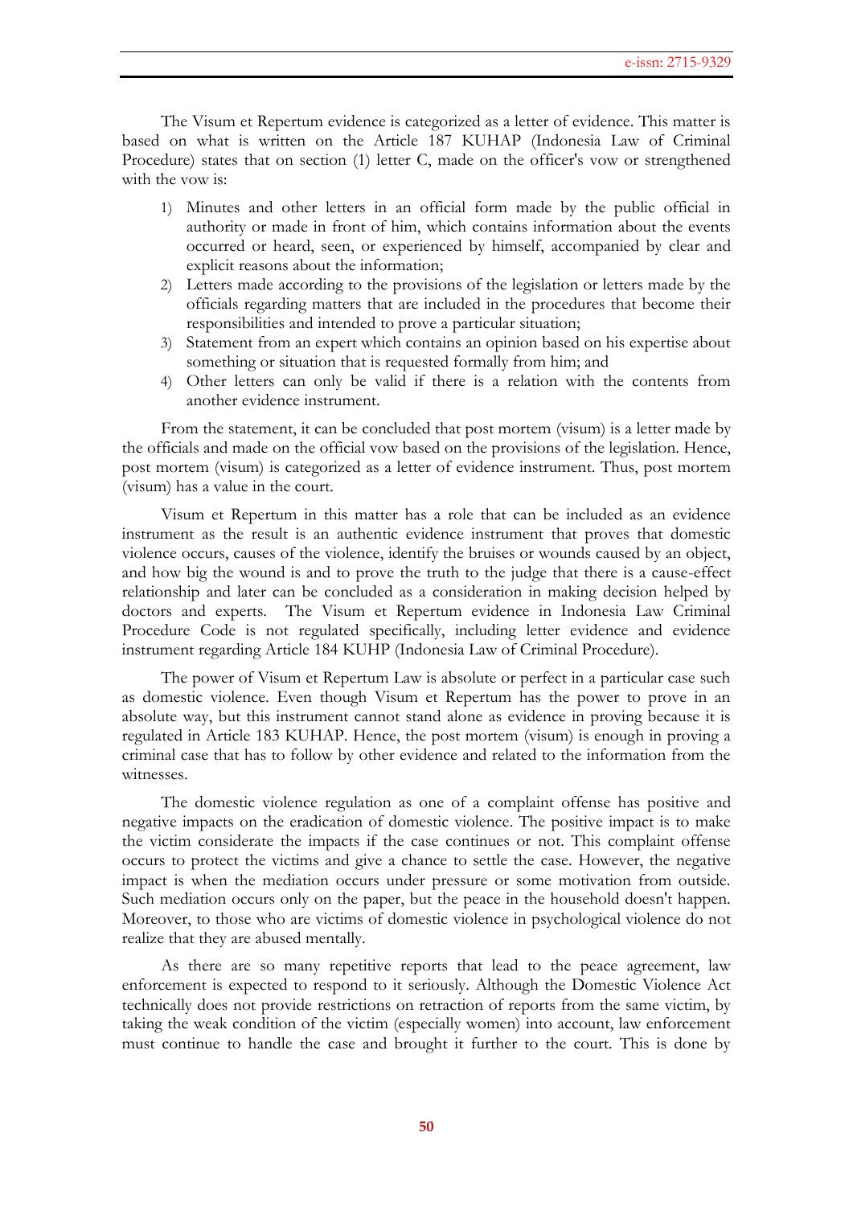The Visum et Repertum evidence is categorized as a letter of evidence. This matter is based on what is written on the Article 187 KUHAP (Indonesia Law of Criminal Procedure) states that on section (1) letter C, made on the officer's vow or strengthened with the vow is:

1) Minutes and other letters in an official form made by the public official in authority or made in front of him, which contains information about the events occurred or heard, seen, or experienced by himself, accompanied by clear and explicit reasons about the information;
2) Letters made according to the provisions of the legislation or letters made by the officials regarding matters that are included in the procedures that become their responsibilities and intended to prove a particular situation;
3) Statement from an expert which contains an opinion based on his expertise about something or situation that is requested formally from him; and
4) Other letters can only be valid if there is a relation with the contents from another evidence instrument.

From the statement, it can be concluded that post mortem (visum) is a letter made by the officials and made on the official vow based on the provisions of the legislation. Hence, post mortem (visum) is categorized as a letter of evidence instrument. Thus, post mortem (visum) has a value in the court.

Visum et Repertum in this matter has a role that can be included as an evidence instrument as the result is an authentic evidence instrument that proves that domestic violence occurs, causes of the violence, identify the bruises or wounds caused by an object, and how big the wound is and to prove the truth to the judge that there is a cause-effect relationship and later can be concluded as a consideration in making decision helped by doctors and experts. The Visum et Repertum evidence in Indonesia Law Criminal Procedure Code is not regulated specifically, including letter evidence and evidence instrument regarding Article 184 KUHP (Indonesia Law of Criminal Procedure).

The power of Visum et Repertum Law is absolute or perfect in a particular case such as domestic violence. Even though Visum et Repertum has the power to prove in an absolute way, but this instrument cannot stand alone as evidence in proving because it is regulated in Article 183 KUHAP. Hence, the post mortem (visum) is enough in proving a criminal case that has to follow by other evidence and related to the information from the witnesses.

The domestic violence regulation as one of a complaint offense has positive and negative impacts on the eradication of domestic violence. The positive impact is to make the victim considerate the impacts if the case continues or not. This complaint offense occurs to protect the victims and give a chance to settle the case. However, the negative impact is when the mediation occurs under pressure or some motivation from outside. Such mediation occurs only on the paper, but the peace in the household doesn't happen. Moreover, to those who are victims of domestic violence in psychological violence do not realize that they are abused mentally.

As there are so many repetitive reports that lead to the peace agreement, law enforcement is expected to respond to it seriously. Although the Domestic Violence Act technically does not provide restrictions on retraction of reports from the same victim, by taking the weak condition of the victim (especially women) into account, law enforcement must continue to handle the case and brought it further to the court. This is done by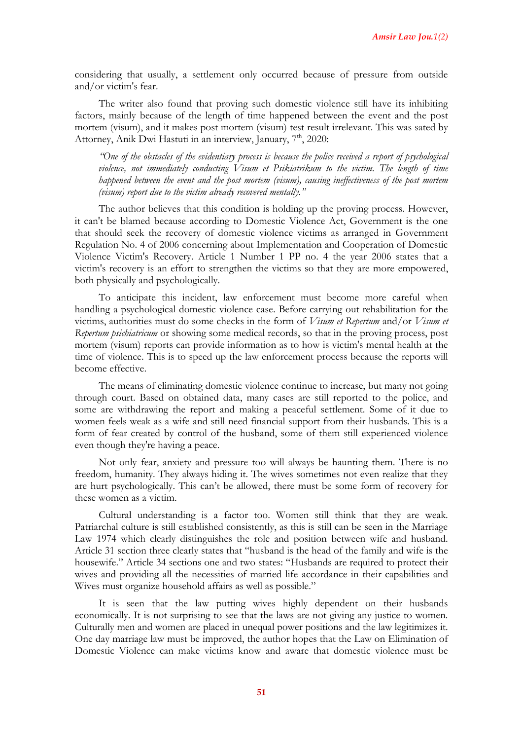considering that usually, a settlement only occurred because of pressure from outside and/or victim's fear.

The writer also found that proving such domestic violence still have its inhibiting factors, mainly because of the length of time happened between the event and the post mortem (visum), and it makes post mortem (visum) test result irrelevant. This was sated by Attorney, Anik Dwi Hastuti in an interview, January, 7th, 2020:

> *"One of the obstacles of the evidentiary process is because the police received a report of psychological violence, not immediately conducting Visum et Psikiatrikum to the victim. The length of time happened between the event and the post mortem (visum), causing ineffectiveness of the post mortem (visum) report due to the victim already recovered mentally."*

The author believes that this condition is holding up the proving process. However, it can't be blamed because according to Domestic Violence Act, Government is the one that should seek the recovery of domestic violence victims as arranged in Government Regulation No. 4 of 2006 concerning about Implementation and Cooperation of Domestic Violence Victim's Recovery. Article 1 Number 1 PP no. 4 the year 2006 states that a victim's recovery is an effort to strengthen the victims so that they are more empowered, both physically and psychologically.

To anticipate this incident, law enforcement must become more careful when handling a psychological domestic violence case. Before carrying out rehabilitation for the victims, authorities must do some checks in the form of *Visum et Repertum* and/or *Visum et Repertum psichiatricum* or showing some medical records, so that in the proving process, post mortem (visum) reports can provide information as to how is victim's mental health at the time of violence. This is to speed up the law enforcement process because the reports will become effective.

The means of eliminating domestic violence continue to increase, but many not going through court. Based on obtained data, many cases are still reported to the police, and some are withdrawing the report and making a peaceful settlement. Some of it due to women feels weak as a wife and still need financial support from their husbands. This is a form of fear created by control of the husband, some of them still experienced violence even though they're having a peace.

Not only fear, anxiety and pressure too will always be haunting them. There is no freedom, humanity. They always hiding it. The wives sometimes not even realize that they are hurt psychologically. This can't be allowed, there must be some form of recovery for these women as a victim.

Cultural understanding is a factor too. Women still think that they are weak. Patriarchal culture is still established consistently, as this is still can be seen in the Marriage Law 1974 which clearly distinguishes the role and position between wife and husband. Article 31 section three clearly states that "husband is the head of the family and wife is the housewife." Article 34 sections one and two states: "Husbands are required to protect their wives and providing all the necessities of married life accordance in their capabilities and Wives must organize household affairs as well as possible."

It is seen that the law putting wives highly dependent on their husbands economically. It is not surprising to see that the laws are not giving any justice to women. Culturally men and women are placed in unequal power positions and the law legitimizes it. One day marriage law must be improved, the author hopes that the Law on Elimination of Domestic Violence can make victims know and aware that domestic violence must be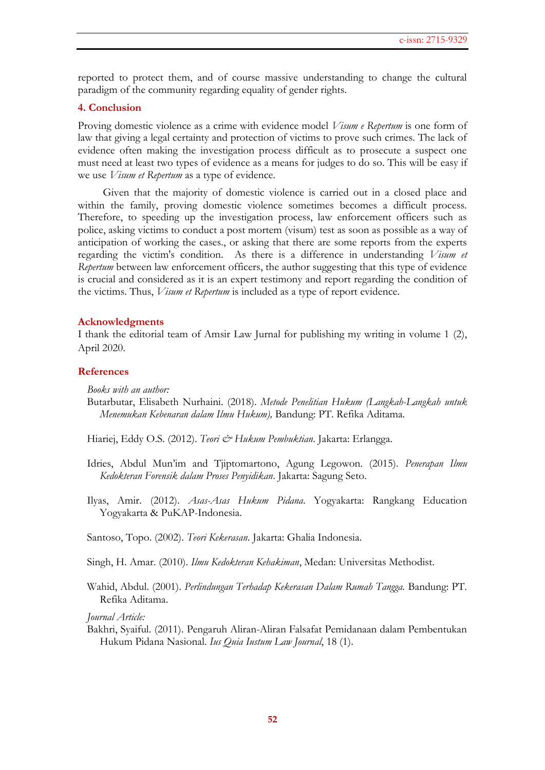reported to protect them, and of course massive understanding to change the cultural paradigm of the community regarding equality of gender rights.

## 4. Conclusion

Proving domestic violence as a crime with evidence model *Visum e Repertum* is one form of law that giving a legal certainty and protection of victims to prove such crimes. The lack of evidence often making the investigation process difficult as to prosecute a suspect one must need at least two types of evidence as a means for judges to do so. This will be easy if we use *Visum et Repertum* as a type of evidence.

Given that the majority of domestic violence is carried out in a closed place and within the family, proving domestic violence sometimes becomes a difficult process. Therefore, to speeding up the investigation process, law enforcement officers such as police, asking victims to conduct a post mortem (visum) test as soon as possible as a way of anticipation of working the cases., or asking that there are some reports from the experts regarding the victim's condition. As there is a difference in understanding *Visum et Repertum* between law enforcement officers, the author suggesting that this type of evidence is crucial and considered as it is an expert testimony and report regarding the condition of the victims. Thus, *Visum et Repertum* is included as a type of report evidence.

## Acknowledgments

I thank the editorial team of Amsir Law Jurnal for publishing my writing in volume 1 (2), April 2020.

## References

*Books with an author:*

Butarbutar, Elisabeth Nurhaini. (2018). *Metode Penelitian Hukum (Langkah-Langkah untuk Menemukan Kebenaran dalam Ilmu Hukum),* Bandung: PT. Refika Aditama.

Hiariej, Eddy O.S. (2012). *Teori & Hukum Pembuktian*. Jakarta: Erlangga.

Idries, Abdul Mun'im and Tjiptomartono, Agung Legowon. (2015). *Penerapan Ilmu Kedokteran Forensik dalam Proses Penyidikan*. Jakarta: Sagung Seto.

Ilyas, Amir. (2012). *Asas-Asas Hukum Pidana*. Yogyakarta: Rangkang Education Yogyakarta & PuKAP-Indonesia.

Santoso, Topo. (2002). *Teori Kekerasan*. Jakarta: Ghalia Indonesia.

Singh, H. Amar. (2010). *Ilmu Kedokteran Kehakiman*, Medan: Universitas Methodist.

Wahid, Abdul. (2001). *Perlindungan Terhadap Kekerasan Dalam Rumah Tangga.* Bandung: PT. Refika Aditama.

*Journal Article:*

Bakhri, Syaiful. (2011). Pengaruh Aliran-Aliran Falsafat Pemidanaan dalam Pembentukan Hukum Pidana Nasional. *Ius Quia Iustum Law Journal*, 18 (1).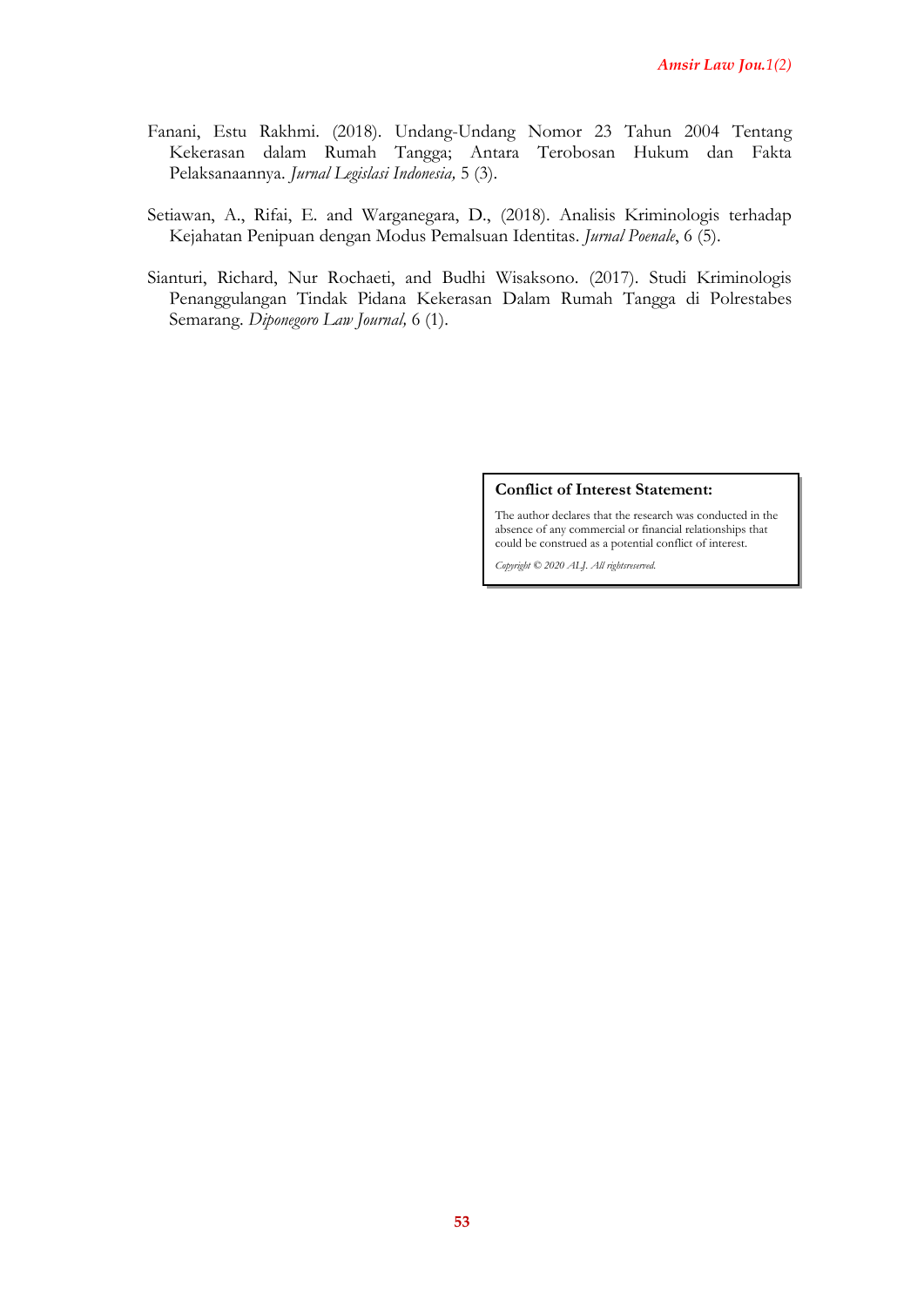Fanani, Estu Rakhmi. (2018). Undang-Undang Nomor 23 Tahun 2004 Tentang Kekerasan dalam Rumah Tangga; Antara Terobosan Hukum dan Fakta Pelaksanaannya. *Jurnal Legislasi Indonesia,* 5 (3).

Setiawan, A., Rifai, E. and Warganegara, D., (2018). Analisis Kriminologis terhadap Kejahatan Penipuan dengan Modus Pemalsuan Identitas. *Jurnal Poenale*, 6 (5).

Sianturi, Richard, Nur Rochaeti, and Budhi Wisaksono. (2017). Studi Kriminologis Penanggulangan Tindak Pidana Kekerasan Dalam Rumah Tangga di Polrestabes Semarang. *Diponegoro Law Journal,* 6 (1).

**Conflict of Interest Statement:**

The author declares that the research was conducted in the absence of any commercial or financial relationships that could be construed as a potential conflict of interest.

*Copyright © 2020 ALJ. All rightsreserved.*